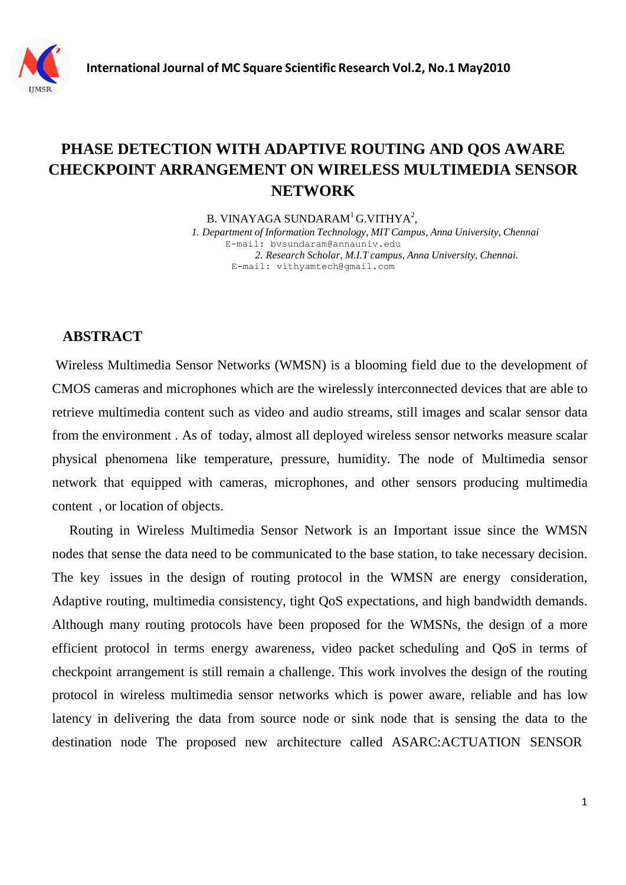# PHASE DETECTION WITH ADAPTIVE ROUTING AND QOS AWARE CHECKPOINT ARRANGEMENT ON WIRELESS MULTIMEDIA SENSOR NETWORK

B. VINAYAGA SUNDARAM[1] G.VITHYA[2],

1. *Department of Information Technology, MIT Campus, Anna University, Chennai*
E-mail: bvsundaram@annauniv.edu

2. *Research Scholar, M.I.T campus, Anna University, Chennai.*
E-mail: vithyamtech@gmail.com

## ABSTRACT

Wireless Multimedia Sensor Networks (WMSN) is a blooming field due to the development of CMOS cameras and microphones which are the wirelessly interconnected devices that are able to retrieve multimedia content such as video and audio streams, still images and scalar sensor data from the environment . As of today, almost all deployed wireless sensor networks measure scalar physical phenomena like temperature, pressure, humidity. The node of Multimedia sensor network that equipped with cameras, microphones, and other sensors producing multimedia content , or location of objects.

Routing in Wireless Multimedia Sensor Network is an Important issue since the WMSN nodes that sense the data need to be communicated to the base station, to take necessary decision. The key issues in the design of routing protocol in the WMSN are energy consideration, Adaptive routing, multimedia consistency, tight QoS expectations, and high bandwidth demands. Although many routing protocols have been proposed for the WMSNs, the design of a more efficient protocol in terms energy awareness, video packet scheduling and QoS in terms of checkpoint arrangement is still remain a challenge. This work involves the design of the routing protocol in wireless multimedia sensor networks which is power aware, reliable and has low latency in delivering the data from source node or sink node that is sensing the data to the destination node The proposed new architecture called ASARC:ACTUATION SENSOR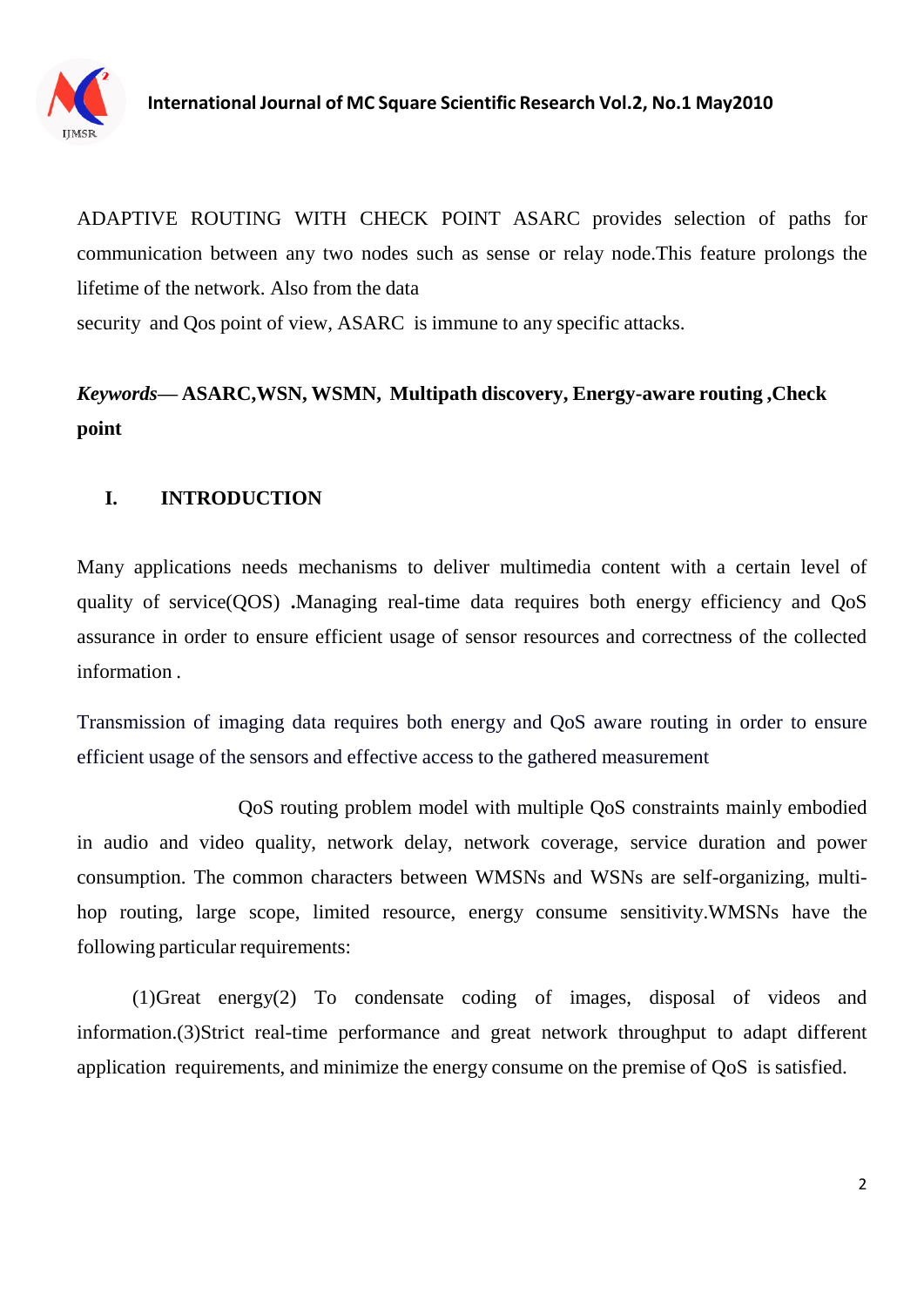ADAPTIVE ROUTING WITH CHECK POINT ASARC provides selection of paths for communication between any two nodes such as sense or relay node.This feature prolongs the lifetime of the network. Also from the data

security and Qos point of view, ASARC is immune to any specific attacks.

***Keywords*— ASARC,WSN, WSMN, Multipath discovery, Energy-aware routing ,Check point**

## I. INTRODUCTION

Many applications needs mechanisms to deliver multimedia content with a certain level of quality of service(QOS) **.**Managing real-time data requires both energy efficiency and QoS assurance in order to ensure efficient usage of sensor resources and correctness of the collected information .

Transmission of imaging data requires both energy and QoS aware routing in order to ensure efficient usage of the sensors and effective access to the gathered measurement

QoS routing problem model with multiple QoS constraints mainly embodied in audio and video quality, network delay, network coverage, service duration and power consumption. The common characters between WMSNs and WSNs are self-organizing, multi-hop routing, large scope, limited resource, energy consume sensitivity.WMSNs have the following particular requirements:

(1)Great energy(2) To condensate coding of images, disposal of videos and information.(3)Strict real-time performance and great network throughput to adapt different application requirements, and minimize the energy consume on the premise of QoS is satisfied.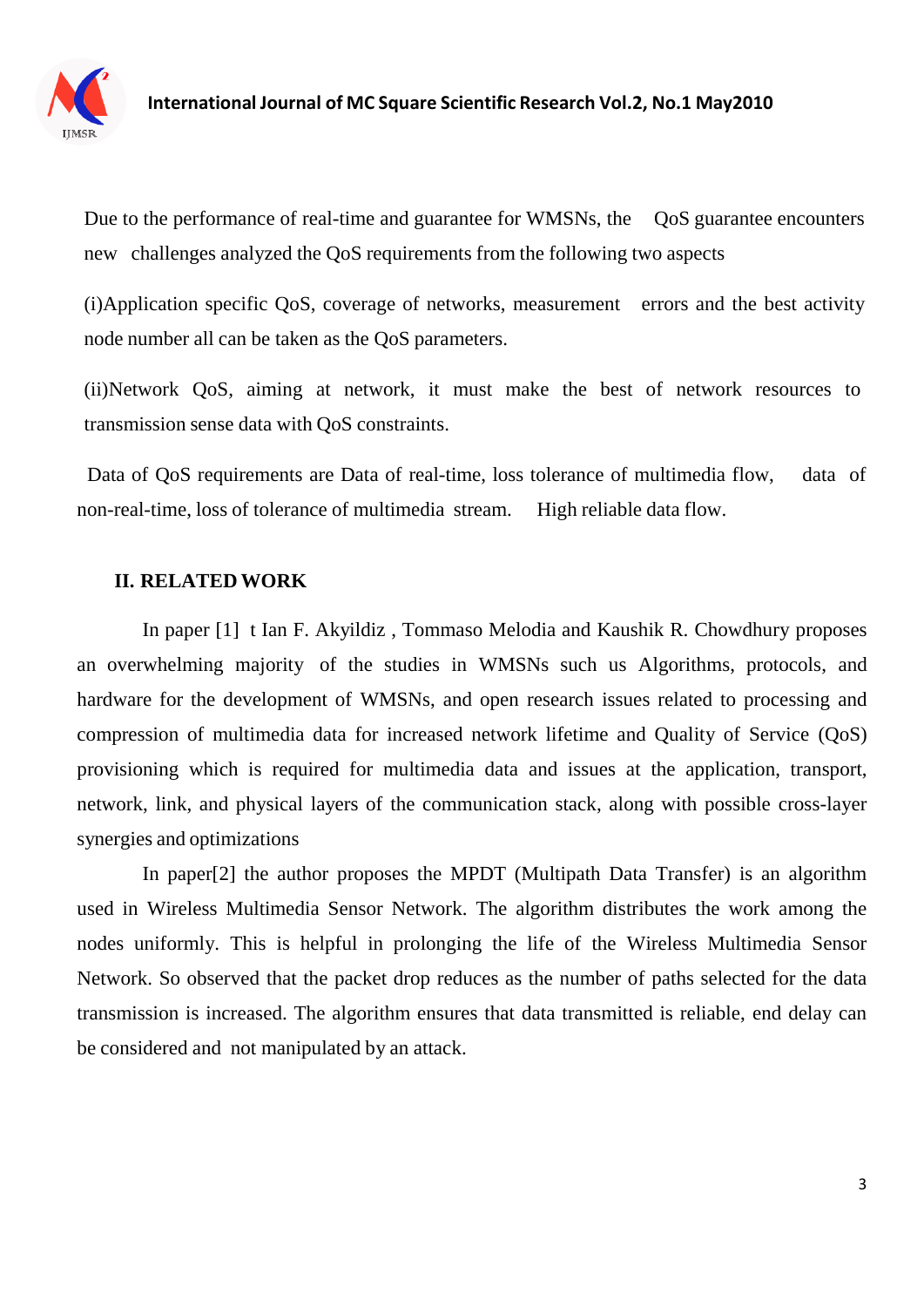Due to the performance of real-time and guarantee for WMSNs, the QoS guarantee encounters new challenges analyzed the QoS requirements from the following two aspects

(i)Application specific QoS, coverage of networks, measurement errors and the best activity node number all can be taken as the QoS parameters.

(ii)Network QoS, aiming at network, it must make the best of network resources to transmission sense data with QoS constraints.

Data of QoS requirements are Data of real-time, loss tolerance of multimedia flow, data of non-real-time, loss of tolerance of multimedia stream. High reliable data flow.

## II. RELATED WORK

In paper [1] t Ian F. Akyildiz , Tommaso Melodia and Kaushik R. Chowdhury proposes an overwhelming majority of the studies in WMSNs such us Algorithms, protocols, and hardware for the development of WMSNs, and open research issues related to processing and compression of multimedia data for increased network lifetime and Quality of Service (QoS) provisioning which is required for multimedia data and issues at the application, transport, network, link, and physical layers of the communication stack, along with possible cross-layer synergies and optimizations

In paper[2] the author proposes the MPDT (Multipath Data Transfer) is an algorithm used in Wireless Multimedia Sensor Network. The algorithm distributes the work among the nodes uniformly. This is helpful in prolonging the life of the Wireless Multimedia Sensor Network. So observed that the packet drop reduces as the number of paths selected for the data transmission is increased. The algorithm ensures that data transmitted is reliable, end delay can be considered and not manipulated by an attack.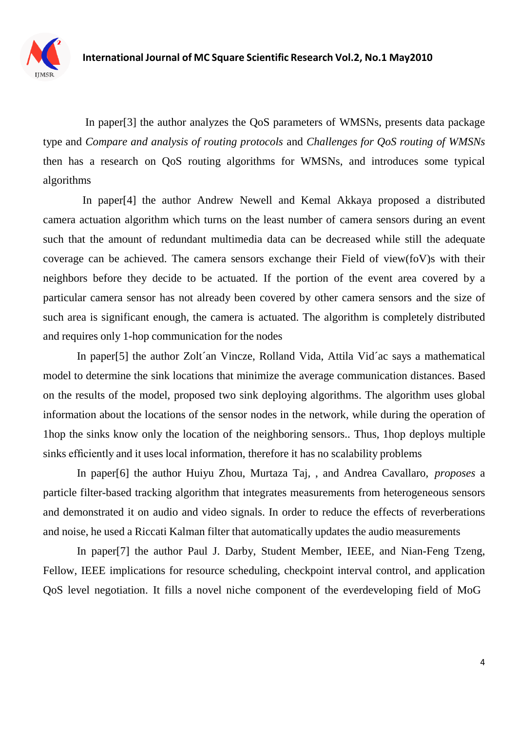In paper[3] the author analyzes the QoS parameters of WMSNs, presents data package type and *Compare and analysis of routing protocols* and *Challenges for QoS routing of WMSNs* then has a research on QoS routing algorithms for WMSNs, and introduces some typical algorithms

In paper[4] the author Andrew Newell and Kemal Akkaya proposed a distributed camera actuation algorithm which turns on the least number of camera sensors during an event such that the amount of redundant multimedia data can be decreased while still the adequate coverage can be achieved. The camera sensors exchange their Field of view(foV)s with their neighbors before they decide to be actuated. If the portion of the event area covered by a particular camera sensor has not already been covered by other camera sensors and the size of such area is significant enough, the camera is actuated. The algorithm is completely distributed and requires only 1-hop communication for the nodes

In paper[5] the author Zolt´an Vincze, Rolland Vida, Attila Vid´ac says a mathematical model to determine the sink locations that minimize the average communication distances. Based on the results of the model, proposed two sink deploying algorithms. The algorithm uses global information about the locations of the sensor nodes in the network, while during the operation of 1hop the sinks know only the location of the neighboring sensors.. Thus, 1hop deploys multiple sinks efficiently and it uses local information, therefore it has no scalability problems

In paper[6] the author Huiyu Zhou, Murtaza Taj, , and Andrea Cavallaro, *proposes* a particle filter-based tracking algorithm that integrates measurements from heterogeneous sensors and demonstrated it on audio and video signals. In order to reduce the effects of reverberations and noise, he used a Riccati Kalman filter that automatically updates the audio measurements

In paper[7] the author Paul J. Darby, Student Member, IEEE, and Nian-Feng Tzeng, Fellow, IEEE implications for resource scheduling, checkpoint interval control, and application QoS level negotiation. It fills a novel niche component of the everdeveloping field of MoG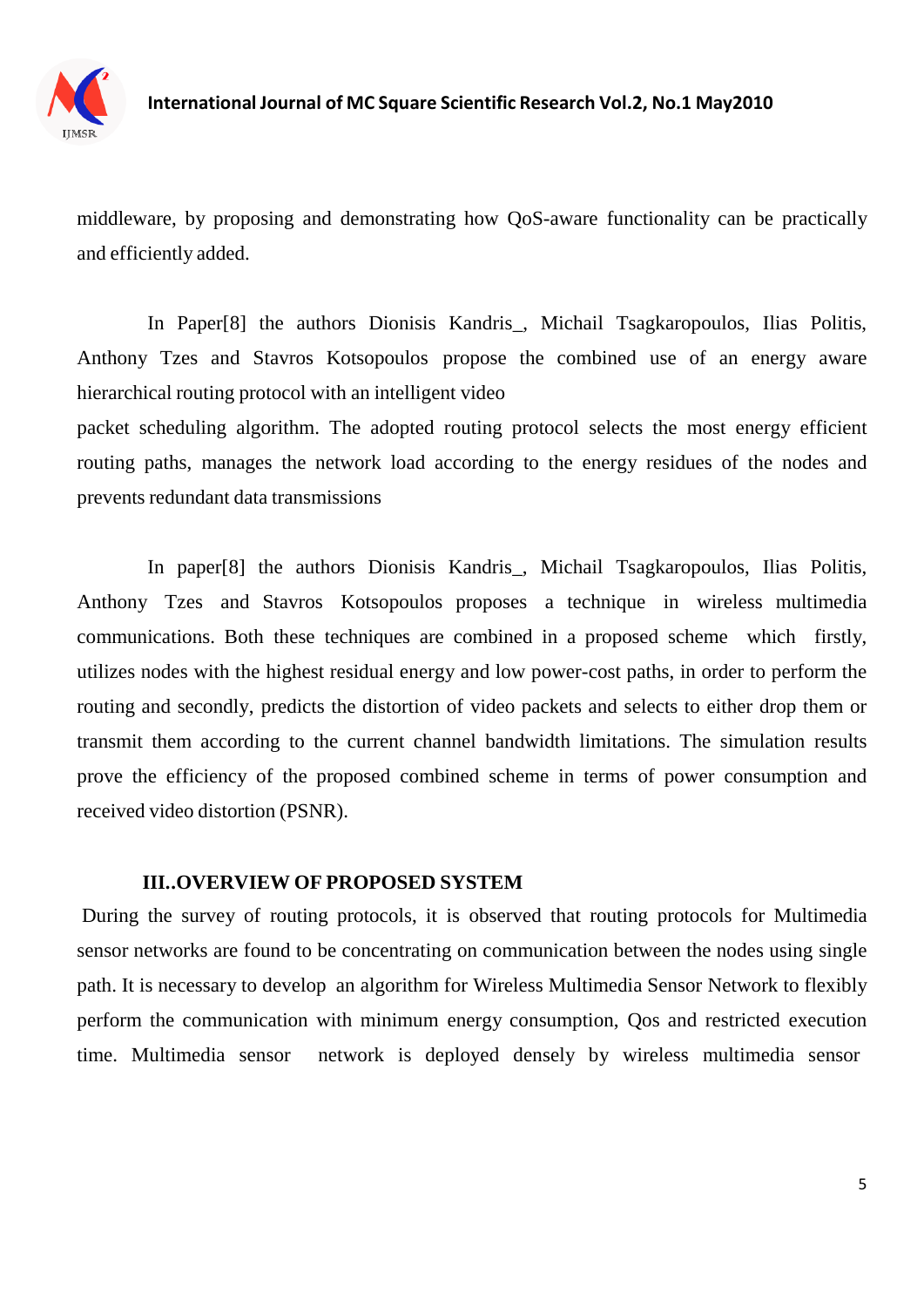middleware, by proposing and demonstrating how QoS-aware functionality can be practically and efficiently added.

In Paper[8] the authors Dionisis Kandris_, Michail Tsagkaropoulos, Ilias Politis, Anthony Tzes and Stavros Kotsopoulos propose the combined use of an energy aware hierarchical routing protocol with an intelligent video
packet scheduling algorithm. The adopted routing protocol selects the most energy efficient routing paths, manages the network load according to the energy residues of the nodes and prevents redundant data transmissions

In paper[8] the authors Dionisis Kandris_, Michail Tsagkaropoulos, Ilias Politis, Anthony Tzes and Stavros Kotsopoulos proposes a technique in wireless multimedia communications. Both these techniques are combined in a proposed scheme which firstly, utilizes nodes with the highest residual energy and low power-cost paths, in order to perform the routing and secondly, predicts the distortion of video packets and selects to either drop them or transmit them according to the current channel bandwidth limitations. The simulation results prove the efficiency of the proposed combined scheme in terms of power consumption and received video distortion (PSNR).

## III..OVERVIEW OF PROPOSED SYSTEM

During the survey of routing protocols, it is observed that routing protocols for Multimedia sensor networks are found to be concentrating on communication between the nodes using single path. It is necessary to develop an algorithm for Wireless Multimedia Sensor Network to flexibly perform the communication with minimum energy consumption, Qos and restricted execution time. Multimedia sensor network is deployed densely by wireless multimedia sensor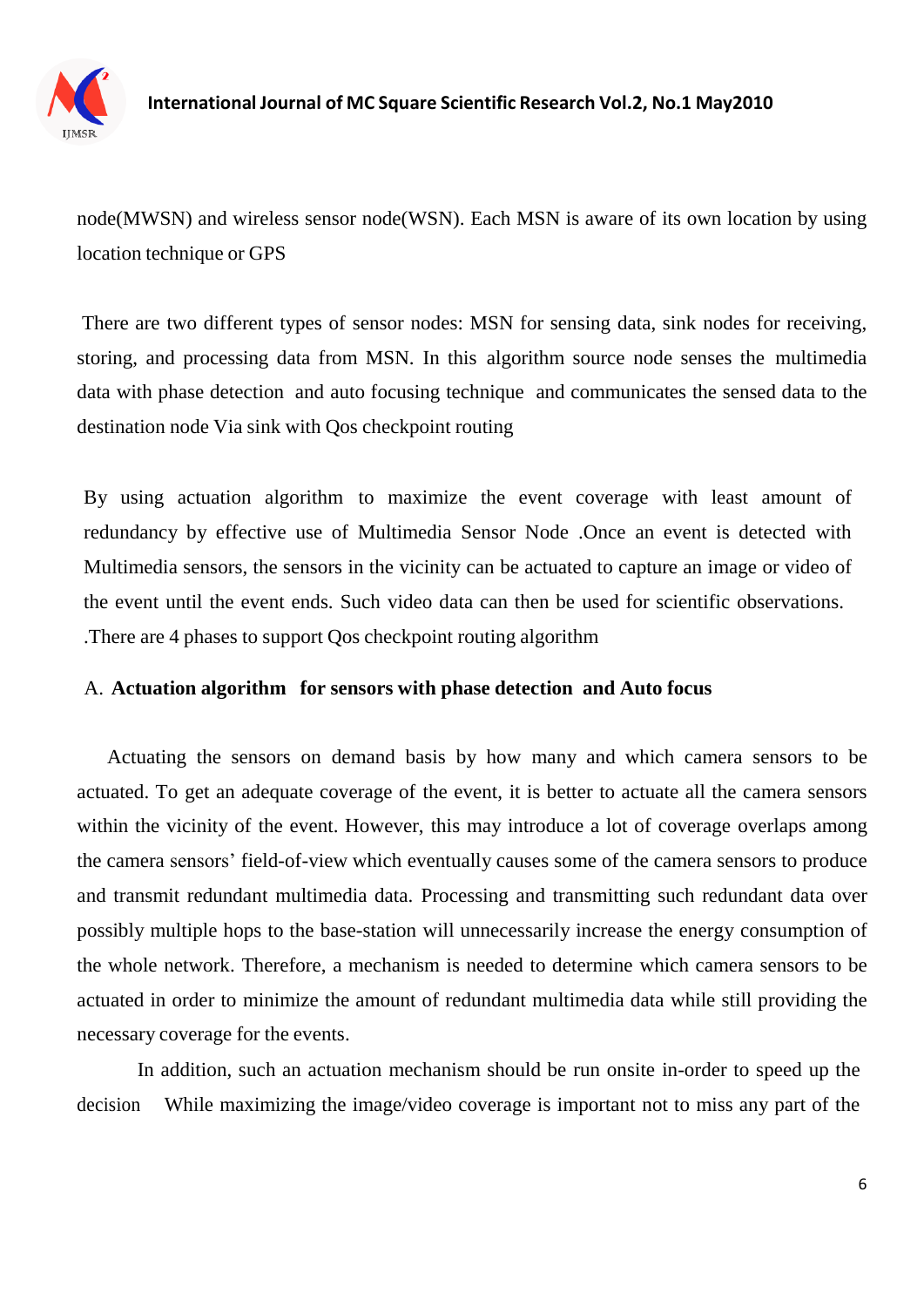node(MWSN) and wireless sensor node(WSN). Each MSN is aware of its own location by using location technique or GPS

There are two different types of sensor nodes: MSN for sensing data, sink nodes for receiving, storing, and processing data from MSN. In this algorithm source node senses the multimedia data with phase detection and auto focusing technique and communicates the sensed data to the destination node Via sink with Qos checkpoint routing

By using actuation algorithm to maximize the event coverage with least amount of redundancy by effective use of Multimedia Sensor Node .Once an event is detected with Multimedia sensors, the sensors in the vicinity can be actuated to capture an image or video of the event until the event ends. Such video data can then be used for scientific observations. .There are 4 phases to support Qos checkpoint routing algorithm

A. **Actuation algorithm for sensors with phase detection and Auto focus**

Actuating the sensors on demand basis by how many and which camera sensors to be actuated. To get an adequate coverage of the event, it is better to actuate all the camera sensors within the vicinity of the event. However, this may introduce a lot of coverage overlaps among the camera sensors' field-of-view which eventually causes some of the camera sensors to produce and transmit redundant multimedia data. Processing and transmitting such redundant data over possibly multiple hops to the base-station will unnecessarily increase the energy consumption of the whole network. Therefore, a mechanism is needed to determine which camera sensors to be actuated in order to minimize the amount of redundant multimedia data while still providing the necessary coverage for the events.

In addition, such an actuation mechanism should be run onsite in-order to speed up the decision While maximizing the image/video coverage is important not to miss any part of the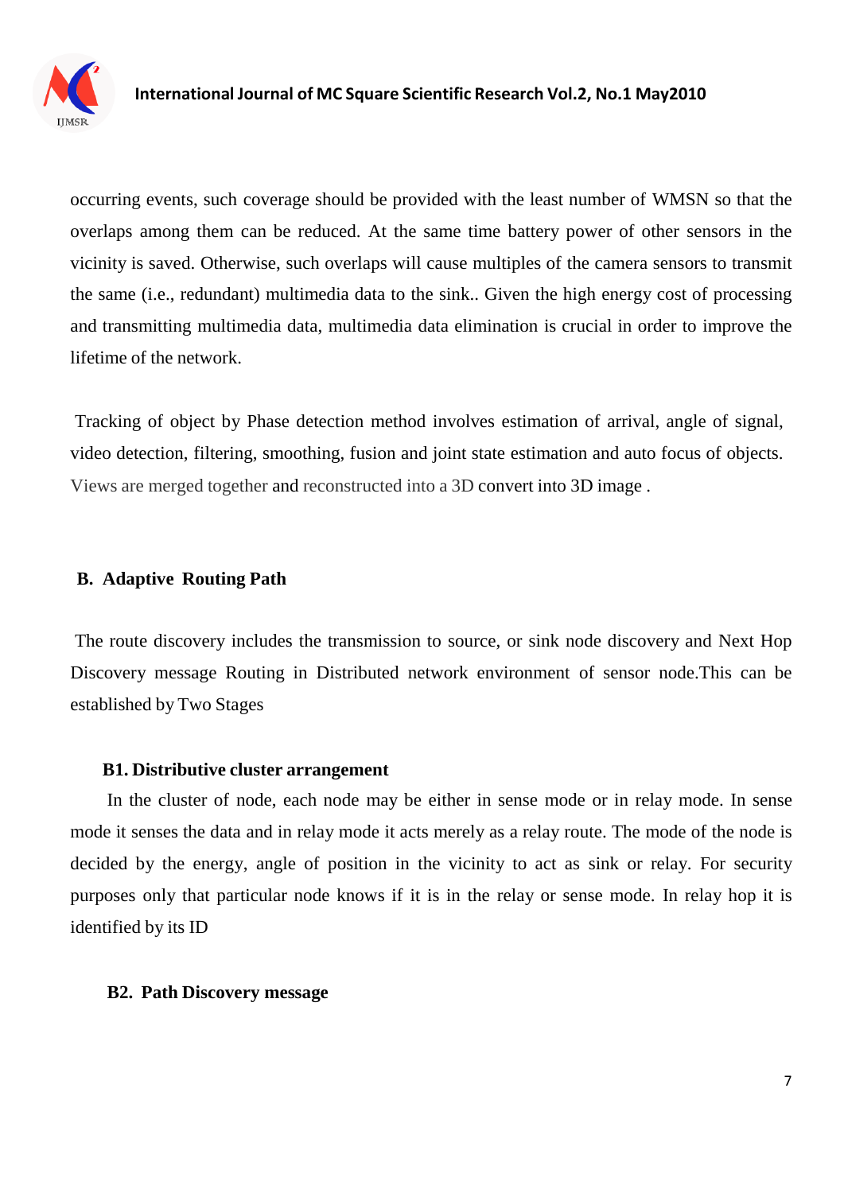occurring events, such coverage should be provided with the least number of WMSN so that the overlaps among them can be reduced. At the same time battery power of other sensors in the vicinity is saved. Otherwise, such overlaps will cause multiples of the camera sensors to transmit the same (i.e., redundant) multimedia data to the sink.. Given the high energy cost of processing and transmitting multimedia data, multimedia data elimination is crucial in order to improve the lifetime of the network.

Tracking of object by Phase detection method involves estimation of arrival, angle of signal, video detection, filtering, smoothing, fusion and joint state estimation and auto focus of objects. Views are merged together and reconstructed into a 3D convert into 3D image .

## B. Adaptive Routing Path

The route discovery includes the transmission to source, or sink node discovery and Next Hop Discovery message Routing in Distributed network environment of sensor node.This can be established by Two Stages

### B1. Distributive cluster arrangement

In the cluster of node, each node may be either in sense mode or in relay mode. In sense mode it senses the data and in relay mode it acts merely as a relay route. The mode of the node is decided by the energy, angle of position in the vicinity to act as sink or relay. For security purposes only that particular node knows if it is in the relay or sense mode. In relay hop it is identified by its ID

### B2. Path Discovery message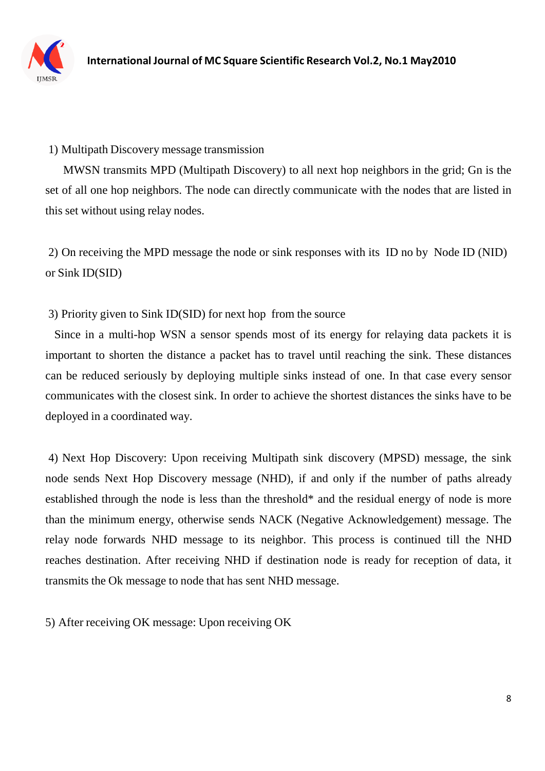1) Multipath Discovery message transmission

MWSN transmits MPD (Multipath Discovery) to all next hop neighbors in the grid; Gn is the set of all one hop neighbors. The node can directly communicate with the nodes that are listed in this set without using relay nodes.

2) On receiving the MPD message the node or sink responses with its ID no by Node ID (NID) or Sink ID(SID)

3) Priority given to Sink ID(SID) for next hop from the source

Since in a multi-hop WSN a sensor spends most of its energy for relaying data packets it is important to shorten the distance a packet has to travel until reaching the sink. These distances can be reduced seriously by deploying multiple sinks instead of one. In that case every sensor communicates with the closest sink. In order to achieve the shortest distances the sinks have to be deployed in a coordinated way.

4) Next Hop Discovery: Upon receiving Multipath sink discovery (MPSD) message, the sink node sends Next Hop Discovery message (NHD), if and only if the number of paths already established through the node is less than the threshold* and the residual energy of node is more than the minimum energy, otherwise sends NACK (Negative Acknowledgement) message. The relay node forwards NHD message to its neighbor. This process is continued till the NHD reaches destination. After receiving NHD if destination node is ready for reception of data, it transmits the Ok message to node that has sent NHD message.

5) After receiving OK message: Upon receiving OK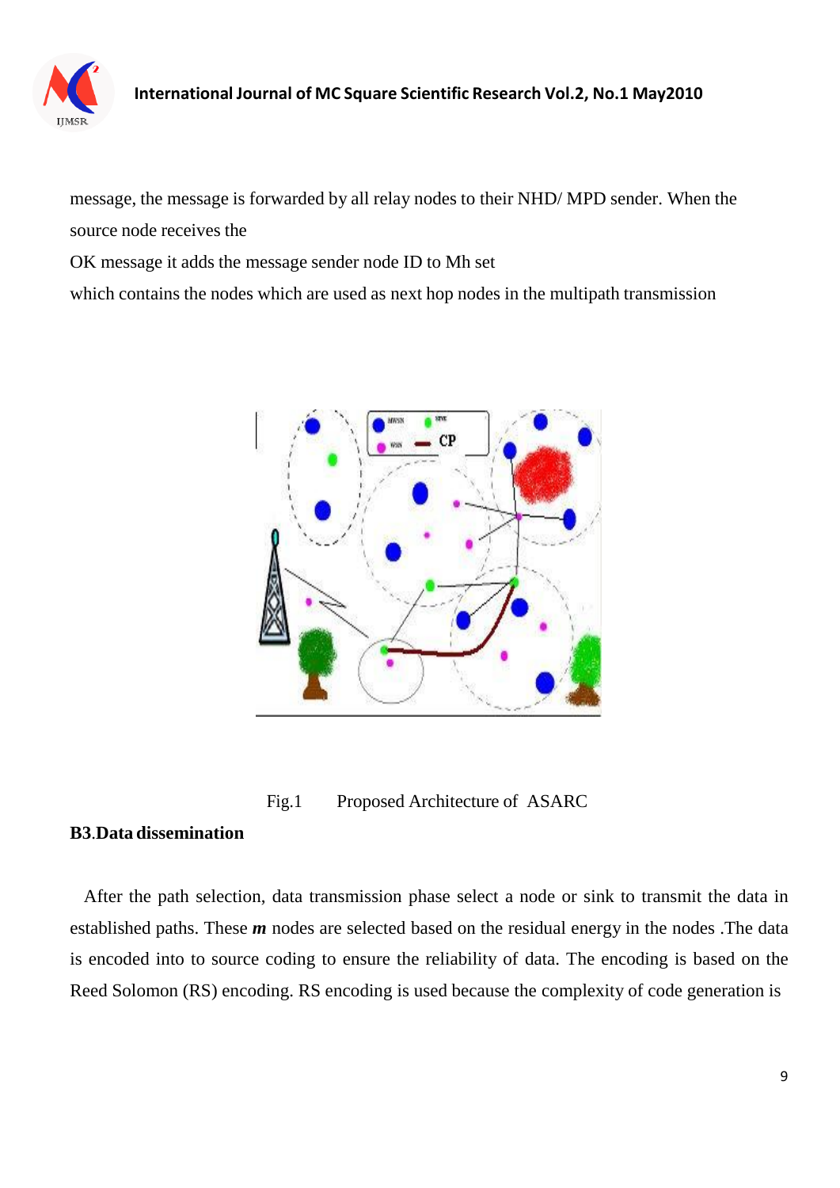message, the message is forwarded by all relay nodes to their NHD/ MPD sender. When the source node receives the

OK message it adds the message sender node ID to Mh set

which contains the nodes which are used as next hop nodes in the multipath transmission

Fig.1 Proposed Architecture of ASARC

**B3.Data dissemination**

After the path selection, data transmission phase select a node or sink to transmit the data in established paths. These ***m*** nodes are selected based on the residual energy in the nodes .The data is encoded into to source coding to ensure the reliability of data. The encoding is based on the Reed Solomon (RS) encoding. RS encoding is used because the complexity of code generation is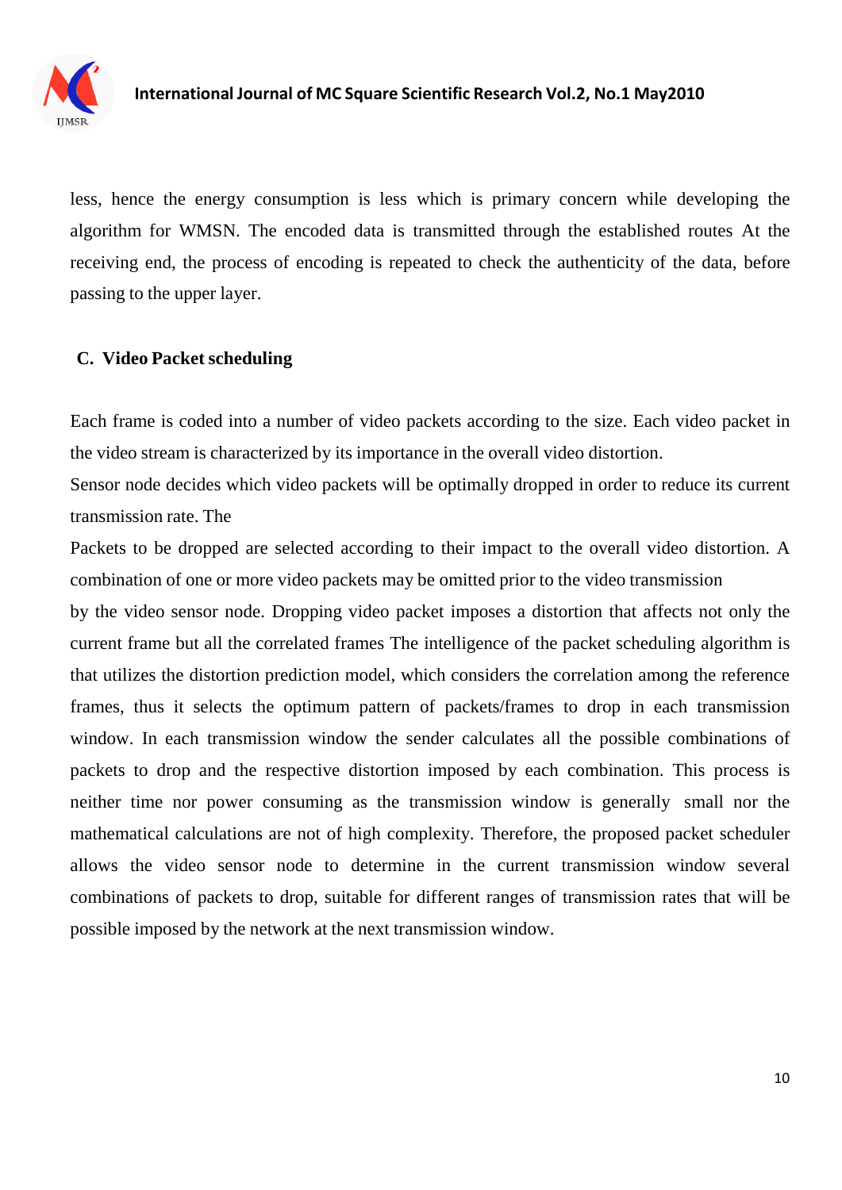less, hence the energy consumption is less which is primary concern while developing the algorithm for WMSN. The encoded data is transmitted through the established routes At the receiving end, the process of encoding is repeated to check the authenticity of the data, before passing to the upper layer.

### C. Video Packet scheduling

Each frame is coded into a number of video packets according to the size. Each video packet in the video stream is characterized by its importance in the overall video distortion.

Sensor node decides which video packets will be optimally dropped in order to reduce its current transmission rate. The

Packets to be dropped are selected according to their impact to the overall video distortion. A combination of one or more video packets may be omitted prior to the video transmission

by the video sensor node. Dropping video packet imposes a distortion that affects not only the current frame but all the correlated frames The intelligence of the packet scheduling algorithm is that utilizes the distortion prediction model, which considers the correlation among the reference frames, thus it selects the optimum pattern of packets/frames to drop in each transmission window. In each transmission window the sender calculates all the possible combinations of packets to drop and the respective distortion imposed by each combination. This process is neither time nor power consuming as the transmission window is generally small nor the mathematical calculations are not of high complexity. Therefore, the proposed packet scheduler allows the video sensor node to determine in the current transmission window several combinations of packets to drop, suitable for different ranges of transmission rates that will be possible imposed by the network at the next transmission window.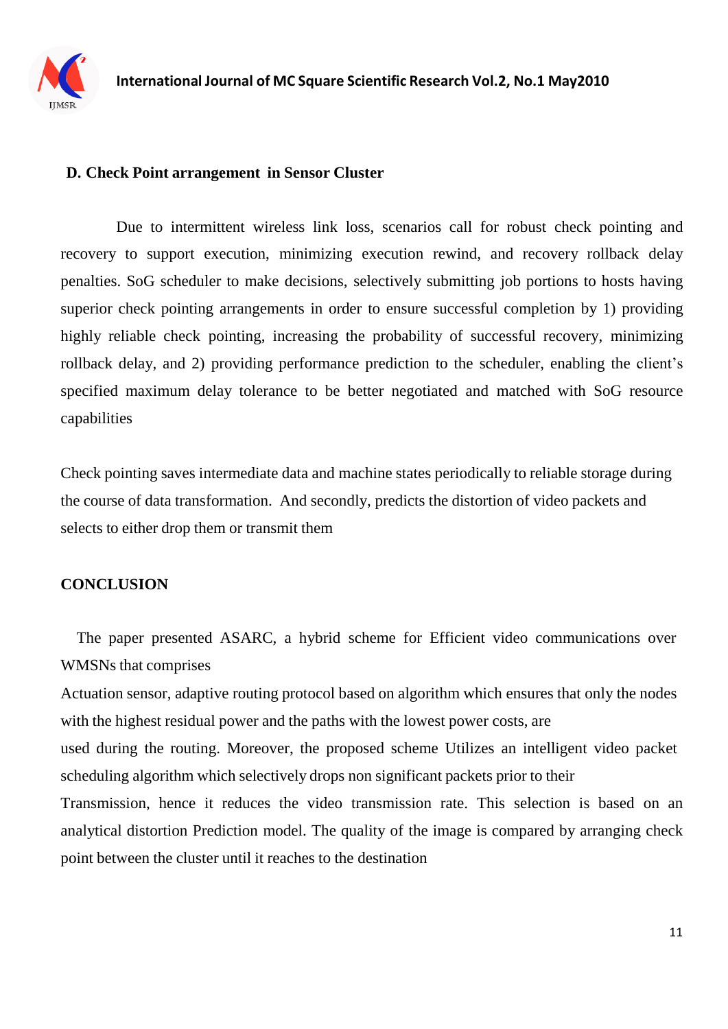### D. Check Point arrangement in Sensor Cluster

Due to intermittent wireless link loss, scenarios call for robust check pointing and recovery to support execution, minimizing execution rewind, and recovery rollback delay penalties. SoG scheduler to make decisions, selectively submitting job portions to hosts having superior check pointing arrangements in order to ensure successful completion by 1) providing highly reliable check pointing, increasing the probability of successful recovery, minimizing rollback delay, and 2) providing performance prediction to the scheduler, enabling the client's specified maximum delay tolerance to be better negotiated and matched with SoG resource capabilities

Check pointing saves intermediate data and machine states periodically to reliable storage during the course of data transformation. And secondly, predicts the distortion of video packets and selects to either drop them or transmit them

## CONCLUSION

The paper presented ASARC, a hybrid scheme for Efficient video communications over WMSNs that comprises

Actuation sensor, adaptive routing protocol based on algorithm which ensures that only the nodes with the highest residual power and the paths with the lowest power costs, are

used during the routing. Moreover, the proposed scheme Utilizes an intelligent video packet scheduling algorithm which selectively drops non significant packets prior to their

Transmission, hence it reduces the video transmission rate. This selection is based on an analytical distortion Prediction model. The quality of the image is compared by arranging check point between the cluster until it reaches to the destination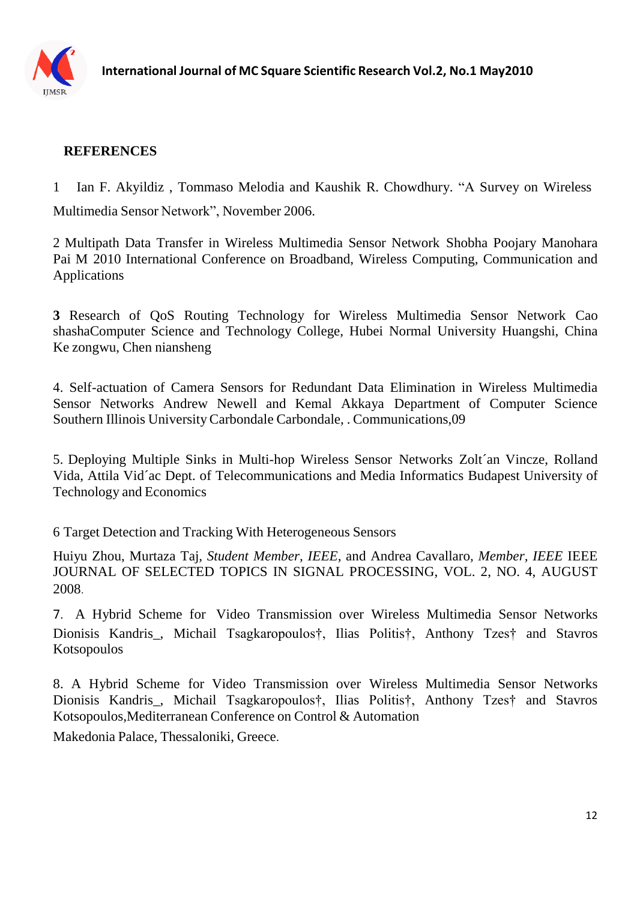## REFERENCES

1 Ian F. Akyildiz , Tommaso Melodia and Kaushik R. Chowdhury. “A Survey on Wireless Multimedia Sensor Network”, November 2006.

2 Multipath Data Transfer in Wireless Multimedia Sensor Network Shobha Poojary Manohara Pai M 2010 International Conference on Broadband, Wireless Computing, Communication and Applications

**3** Research of QoS Routing Technology for Wireless Multimedia Sensor Network Cao shashaComputer Science and Technology College, Hubei Normal University Huangshi, China Ke zongwu, Chen niansheng

4. Self-actuation of Camera Sensors for Redundant Data Elimination in Wireless Multimedia Sensor Networks Andrew Newell and Kemal Akkaya Department of Computer Science Southern Illinois University Carbondale Carbondale, . Communications,09

5. Deploying Multiple Sinks in Multi-hop Wireless Sensor Networks Zolt´an Vincze, Rolland Vida, Attila Vid´ac Dept. of Telecommunications and Media Informatics Budapest University of Technology and Economics

6 Target Detection and Tracking With Heterogeneous Sensors

Huiyu Zhou, Murtaza Taj, *Student Member, IEEE*, and Andrea Cavallaro, *Member, IEEE* IEEE JOURNAL OF SELECTED TOPICS IN SIGNAL PROCESSING, VOL. 2, NO. 4, AUGUST 2008.

7. A Hybrid Scheme for Video Transmission over Wireless Multimedia Sensor Networks Dionisis Kandris_, Michail Tsagkaropoulos†, Ilias Politis†, Anthony Tzes† and Stavros Kotsopoulos

8. A Hybrid Scheme for Video Transmission over Wireless Multimedia Sensor Networks Dionisis Kandris_, Michail Tsagkaropoulos†, Ilias Politis†, Anthony Tzes† and Stavros Kotsopoulos,Mediterranean Conference on Control & Automation

Makedonia Palace, Thessaloniki, Greece.